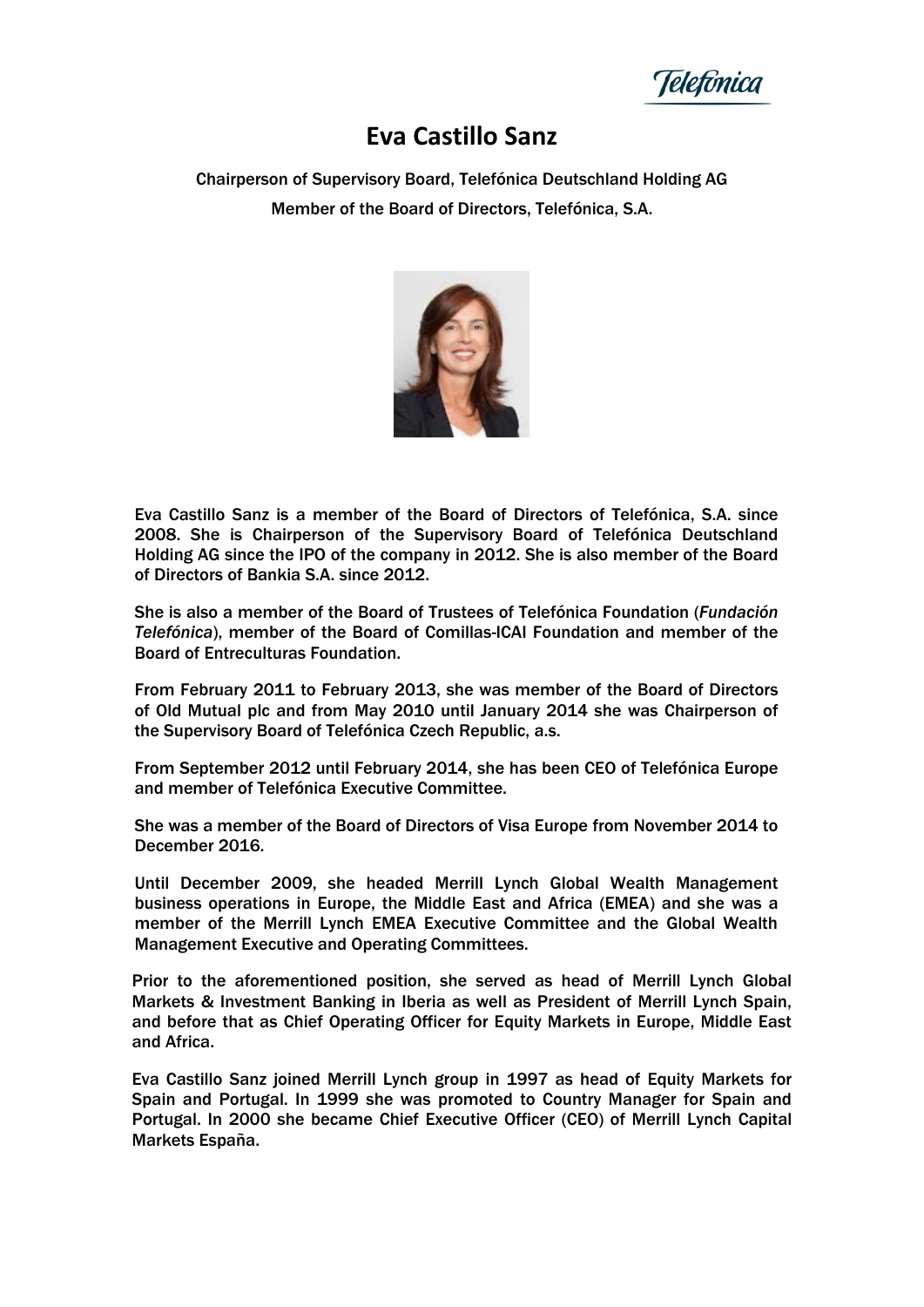# Eva Castillo Sanz

Chairperson of Supervisory Board, Telefónica Deutschland Holding AG

Member of the Board of Directors, Telefónica, S.A.

Eva Castillo Sanz is a member of the Board of Directors of Telefónica, S.A. since 2008. She is Chairperson of the Supervisory Board of Telefónica Deutschland Holding AG since the IPO of the company in 2012. She is also member of the Board of Directors of Bankia S.A. since 2012.

She is also a member of the Board of Trustees of Telefónica Foundation (*Fundación Telefónica*), member of the Board of Comillas-ICAI Foundation and member of the Board of Entreculturas Foundation.

From February 2011 to February 2013, she was member of the Board of Directors of Old Mutual plc and from May 2010 until January 2014 she was Chairperson of the Supervisory Board of Telefónica Czech Republic, a.s.

From September 2012 until February 2014, she has been CEO of Telefónica Europe and member of Telefónica Executive Committee.

She was a member of the Board of Directors of Visa Europe from November 2014 to December 2016.

Until December 2009, she headed Merrill Lynch Global Wealth Management business operations in Europe, the Middle East and Africa (EMEA) and she was a member of the Merrill Lynch EMEA Executive Committee and the Global Wealth Management Executive and Operating Committees.

Prior to the aforementioned position, she served as head of Merrill Lynch Global Markets & Investment Banking in Iberia as well as President of Merrill Lynch Spain, and before that as Chief Operating Officer for Equity Markets in Europe, Middle East and Africa.

Eva Castillo Sanz joined Merrill Lynch group in 1997 as head of Equity Markets for Spain and Portugal. In 1999 she was promoted to Country Manager for Spain and Portugal. In 2000 she became Chief Executive Officer (CEO) of Merrill Lynch Capital Markets España.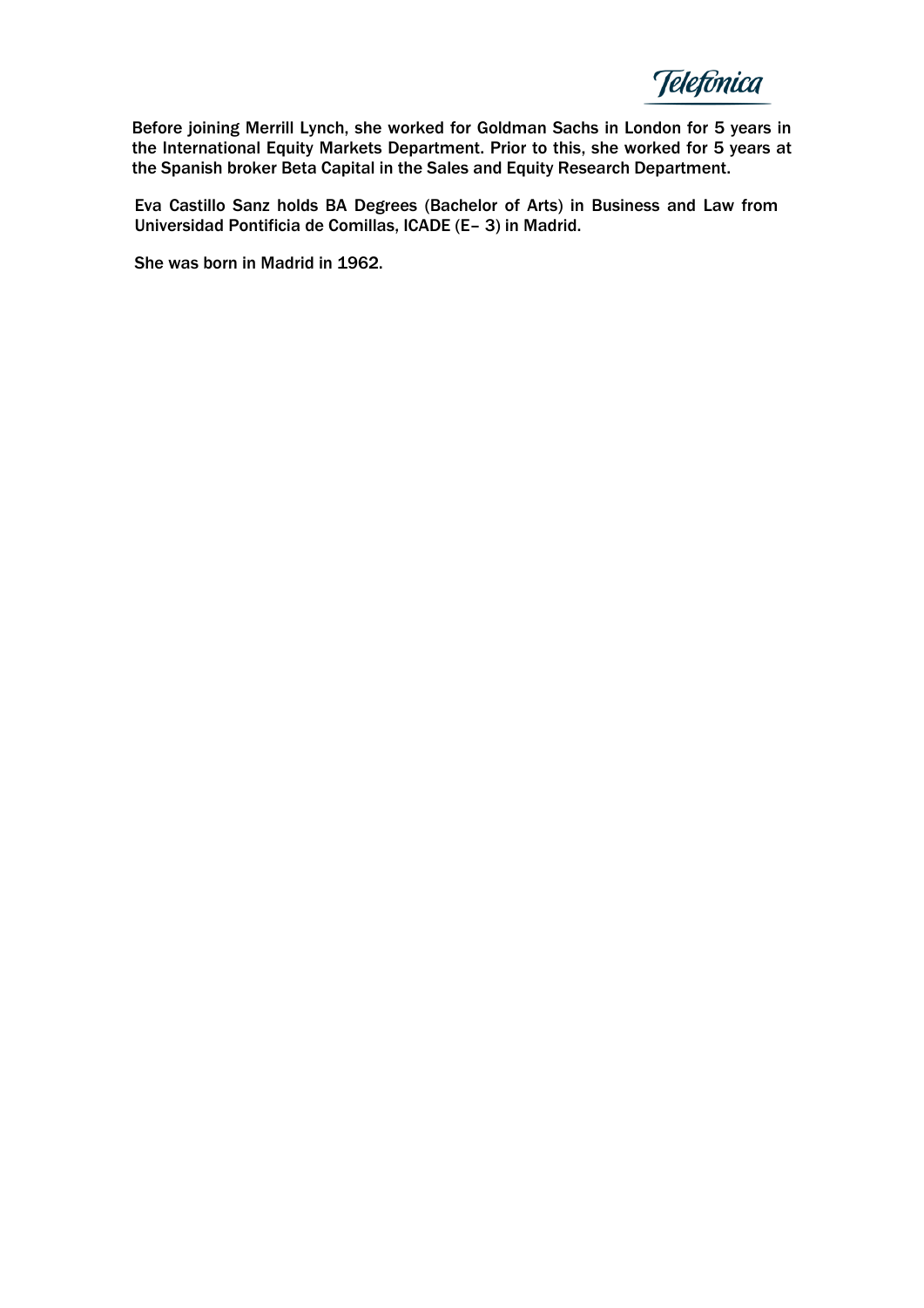Before joining Merrill Lynch, she worked for Goldman Sachs in London for 5 years in the International Equity Markets Department. Prior to this, she worked for 5 years at the Spanish broker Beta Capital in the Sales and Equity Research Department.

Eva Castillo Sanz holds BA Degrees (Bachelor of Arts) in Business and Law from Universidad Pontificia de Comillas, ICADE (E– 3) in Madrid.

She was born in Madrid in 1962.